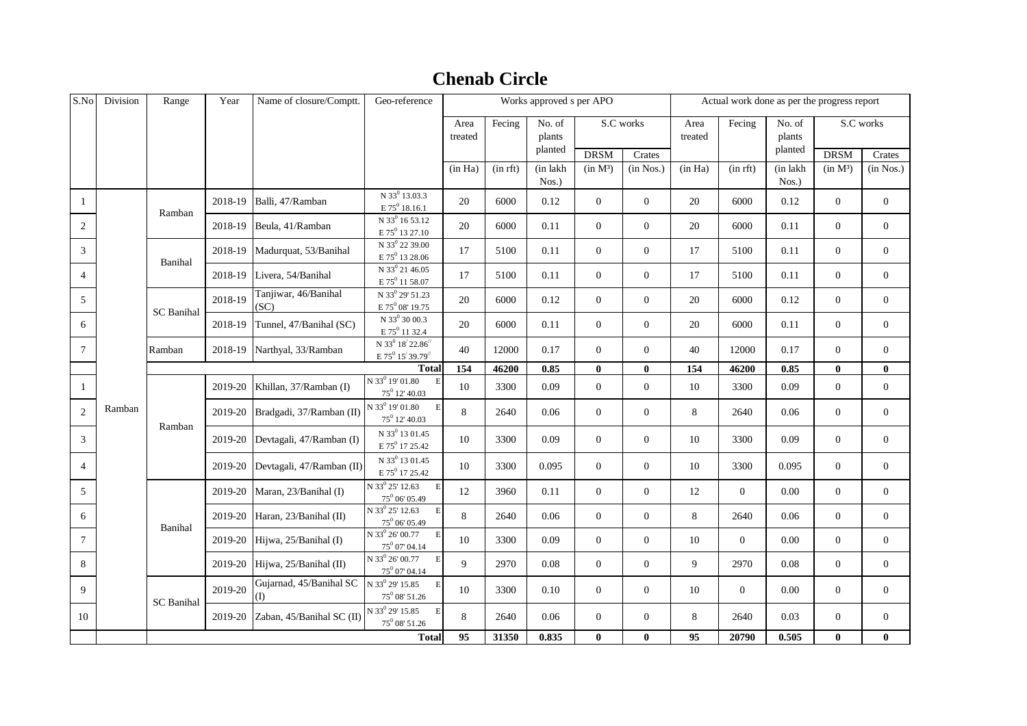# Chenab Circle

| S.No | Division | Range | Year | Name of closure/Comptt. | Geo-reference | Works approved s per APO | | | | | Actual work done as per the progress report | | | | |
|---|---|---|---|---|---|---|---|---|---|---|---|---|---|---|---|
| | | | | | | Area treated | Fecing | No. of plants planted | S.C works | | Area treated | Fecing | No. of plants planted | S.C works | |
| | | | | | | | | | DRSM | Crates | | | | DRSM | Crates |
| | | | | | | (in Ha) | (in rft) | (in lakh Nos.) | (in M³) | (in Nos.) | (in Ha) | (in rft) | (in lakh Nos.) | (in M³) | (in Nos.) |
| 1 | Ramban | Ramban | 2018-19 | Balli, 47/Ramban | N 33$^0$ 13.03.3 E 75$^0$ 18.16.1 | 20 | 6000 | 0.12 | 0 | 0 | 20 | 6000 | 0.12 | 0 | 0 |
| 2 | | | 2018-19 | Beula, 41/Ramban | N 33$^0$ 16 53.12 E 75$^0$ 13 27.10 | 20 | 6000 | 0.11 | 0 | 0 | 20 | 6000 | 0.11 | 0 | 0 |
| 3 | | Banihal | 2018-19 | Madurquat, 53/Banihal | N 33$^0$ 22 39.00 E 75$^0$ 13 28.06 | 17 | 5100 | 0.11 | 0 | 0 | 17 | 5100 | 0.11 | 0 | 0 |
| 4 | | | 2018-19 | Livera, 54/Banihal | N 33$^0$ 21 46.05 E 75$^0$ 11 58.07 | 17 | 5100 | 0.11 | 0 | 0 | 17 | 5100 | 0.11 | 0 | 0 |
| 5 | | SC Banihal | 2018-19 | Tanjiwar, 46/Banihal (SC) | N 33$^0$ 29' 51.23 E 75$^0$ 08' 19.75 | 20 | 6000 | 0.12 | 0 | 0 | 20 | 6000 | 0.12 | 0 | 0 |
| 6 | | | 2018-19 | Tunnel, 47/Banihal (SC) | N 33$^0$ 30 00.3 E 75$^0$ 11 32.4 | 20 | 6000 | 0.11 | 0 | 0 | 20 | 6000 | 0.11 | 0 | 0 |
| 7 | | Ramban | 2018-19 | Narthyal, 33/Ramban | N 33$^0$ 18' 22.86'' E 75$^0$ 15' 39.79'' | 40 | 12000 | 0.17 | 0 | 0 | 40 | 12000 | 0.17 | 0 | 0 |
| | | | | | **Total** | **154** | **46200** | **0.85** | **0** | **0** | **154** | **46200** | **0.85** | **0** | **0** |
| 1 | | Ramban | 2019-20 | Khillan, 37/Ramban (I) | N 33$^0$ 19' 01.80 E 75$^0$ 12' 40.03 | 10 | 3300 | 0.09 | 0 | 0 | 10 | 3300 | 0.09 | 0 | 0 |
| 2 | | | 2019-20 | Bradgadi, 37/Ramban (II) | N 33$^0$ 19' 01.80 E 75$^0$ 12' 40.03 | 8 | 2640 | 0.06 | 0 | 0 | 8 | 2640 | 0.06 | 0 | 0 |
| 3 | | | 2019-20 | Devtagali, 47/Ramban (I) | N 33$^0$ 13 01.45 E 75$^0$ 17 25.42 | 10 | 3300 | 0.09 | 0 | 0 | 10 | 3300 | 0.09 | 0 | 0 |
| 4 | | | 2019-20 | Devtagali, 47/Ramban (II) | N 33$^0$ 13 01.45 E 75$^0$ 17 25.42 | 10 | 3300 | 0.095 | 0 | 0 | 10 | 3300 | 0.095 | 0 | 0 |
| 5 | | Banihal | 2019-20 | Maran, 23/Banihal (I) | N 33$^0$ 25' 12.63 E 75$^0$ 06' 05.49 | 12 | 3960 | 0.11 | 0 | 0 | 12 | 0 | 0.00 | 0 | 0 |
| 6 | | | 2019-20 | Haran, 23/Banihal (II) | N 33$^0$ 25' 12.63 E 75$^0$ 06' 05.49 | 8 | 2640 | 0.06 | 0 | 0 | 8 | 2640 | 0.06 | 0 | 0 |
| 7 | | | 2019-20 | Hijwa, 25/Banihal (I) | N 33$^0$ 26' 00.77 E 75$^0$ 07' 04.14 | 10 | 3300 | 0.09 | 0 | 0 | 10 | 0 | 0.00 | 0 | 0 |
| 8 | | | 2019-20 | Hijwa, 25/Banihal (II) | N 33$^0$ 26' 00.77 E 75$^0$ 07' 04.14 | 9 | 2970 | 0.08 | 0 | 0 | 9 | 2970 | 0.08 | 0 | 0 |
| 9 | | SC Banihal | 2019-20 | Gujarnad, 45/Banihal SC (I) | N 33$^0$ 29' 15.85 E 75$^0$ 08' 51.26 | 10 | 3300 | 0.10 | 0 | 0 | 10 | 0 | 0.00 | 0 | 0 |
| 10 | | | 2019-20 | Zaban, 45/Banihal SC (II) | N 33$^0$ 29' 15.85 E 75$^0$ 08' 51.26 | 8 | 2640 | 0.06 | 0 | 0 | 8 | 2640 | 0.03 | 0 | 0 |
| | | | | | **Total** | **95** | **31350** | **0.835** | **0** | **0** | **95** | **20790** | **0.505** | **0** | **0** |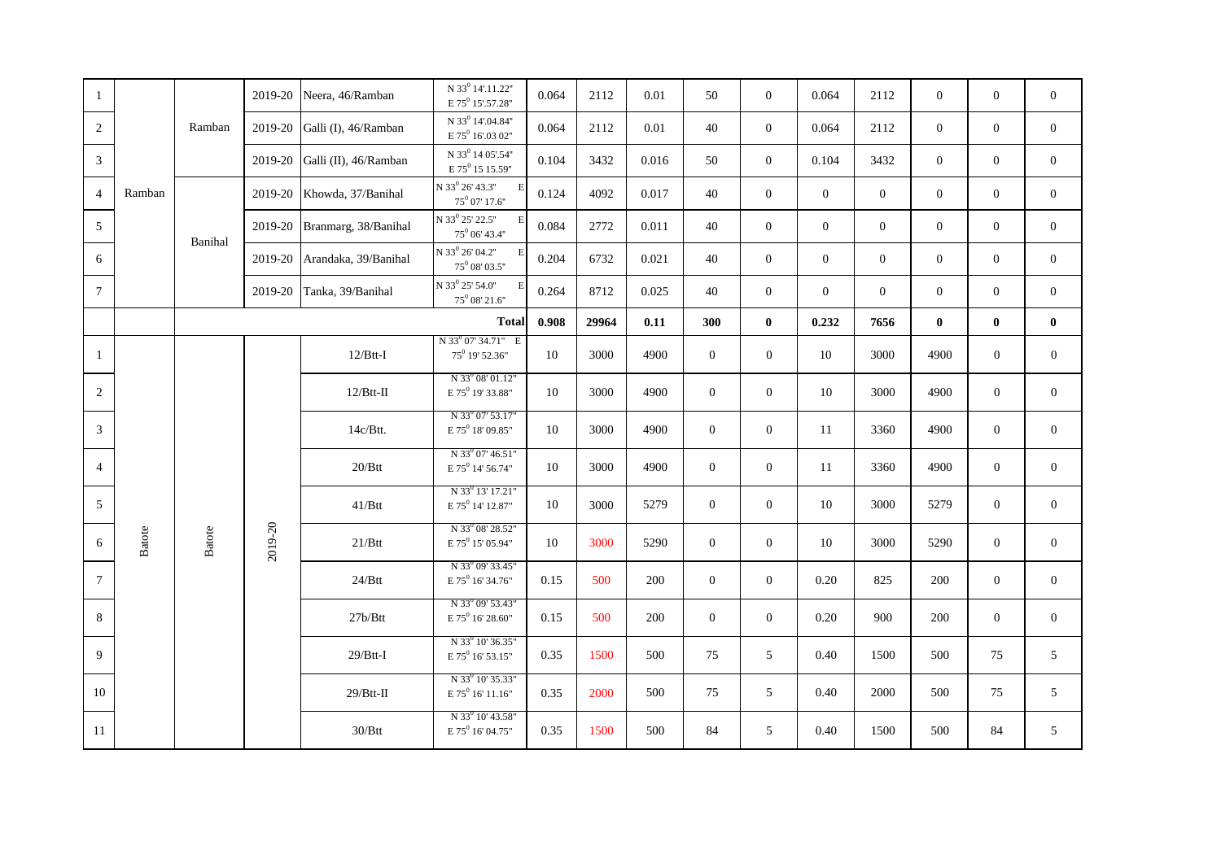| | | | | | | | | | | | | | | | |
|---|---|---|---|---|---|---|---|---|---|---|---|---|---|---|---|
| 1 | Ramban | Ramban | 2019-20 | Neera, 46/Ramban | N 33$^0$ 14'.11.22" E 75$^0$ 15'.57.28" | 0.064 | 2112 | 0.01 | 50 | 0 | 0.064 | 2112 | 0 | 0 | 0 |
| 2 | | | 2019-20 | Galli (I), 46/Ramban | N 33$^0$ 14'.04.84" E 75$^0$ 16'.03 02" | 0.064 | 2112 | 0.01 | 40 | 0 | 0.064 | 2112 | 0 | 0 | 0 |
| 3 | | | 2019-20 | Galli (II), 46/Ramban | N 33$^0$ 14 05'.54" E 75$^0$ 15 15.59" | 0.104 | 3432 | 0.016 | 50 | 0 | 0.104 | 3432 | 0 | 0 | 0 |
| 4 | | Banihal | 2019-20 | Khowda, 37/Banihal | N 33$^0$ 26' 43.3" E 75$^0$ 07' 17.6" | 0.124 | 4092 | 0.017 | 40 | 0 | 0 | 0 | 0 | 0 | 0 |
| 5 | | | 2019-20 | Branmarg, 38/Banihal | N 33$^0$ 25' 22.5" E 75$^0$ 06' 43.4" | 0.084 | 2772 | 0.011 | 40 | 0 | 0 | 0 | 0 | 0 | 0 |
| 6 | | | 2019-20 | Arandaka, 39/Banihal | N 33$^0$ 26' 04.2" E 75$^0$ 08' 03.5" | 0.204 | 6732 | 0.021 | 40 | 0 | 0 | 0 | 0 | 0 | 0 |
| 7 | | | 2019-20 | Tanka, 39/Banihal | N 33$^0$ 25' 54.0" E 75$^0$ 08' 21.6" | 0.264 | 8712 | 0.025 | 40 | 0 | 0 | 0 | 0 | 0 | 0 |
| | | | | | **Total** | **0.908** | **29964** | **0.11** | **300** | **0** | **0.232** | **7656** | **0** | **0** | **0** |
| 1 | Batote | Batote | 2019-20 | 12/Btt-I | N 33$^0$ 07' 34.71" E 75$^0$ 19' 52.36" | 10 | 3000 | 4900 | 0 | 0 | 10 | 3000 | 4900 | 0 | 0 |
| 2 | | | | 12/Btt-II | N 33$^0$ 08' 01.12" E 75$^0$ 19' 33.88" | 10 | 3000 | 4900 | 0 | 0 | 10 | 3000 | 4900 | 0 | 0 |
| 3 | | | | 14c/Btt. | N 33$^0$ 07' 53.17" E 75$^0$ 18' 09.85" | 10 | 3000 | 4900 | 0 | 0 | 11 | 3360 | 4900 | 0 | 0 |
| 4 | | | | 20/Btt | N 33$^0$ 07' 46.51" E 75$^0$ 14' 56.74" | 10 | 3000 | 4900 | 0 | 0 | 11 | 3360 | 4900 | 0 | 0 |
| 5 | | | | 41/Btt | N 33$^0$ 13' 17.21" E 75$^0$ 14' 12.87" | 10 | 3000 | 5279 | 0 | 0 | 10 | 3000 | 5279 | 0 | 0 |
| 6 | | | | 21/Btt | N 33$^0$ 08' 28.52" E 75$^0$ 15' 05.94" | 10 | 3000 | 5290 | 0 | 0 | 10 | 3000 | 5290 | 0 | 0 |
| 7 | | | | 24/Btt | N 33$^0$ 09' 33.45" E 75$^0$ 16' 34.76" | 0.15 | 500 | 200 | 0 | 0 | 0.20 | 825 | 200 | 0 | 0 |
| 8 | | | | 27b/Btt | N 33$^0$ 09' 53.43" E 75$^0$ 16' 28.60" | 0.15 | 500 | 200 | 0 | 0 | 0.20 | 900 | 200 | 0 | 0 |
| 9 | | | | 29/Btt-I | N 33$^0$ 10' 36.35" E 75$^0$ 16' 53.15" | 0.35 | 1500 | 500 | 75 | 5 | 0.40 | 1500 | 500 | 75 | 5 |
| 10 | | | | 29/Btt-II | N 33$^0$ 10' 35.33" E 75$^0$ 16' 11.16" | 0.35 | 2000 | 500 | 75 | 5 | 0.40 | 2000 | 500 | 75 | 5 |
| 11 | | | | 30/Btt | N 33$^0$ 10' 43.58" E 75$^0$ 16' 04.75" | 0.35 | 1500 | 500 | 84 | 5 | 0.40 | 1500 | 500 | 84 | 5 |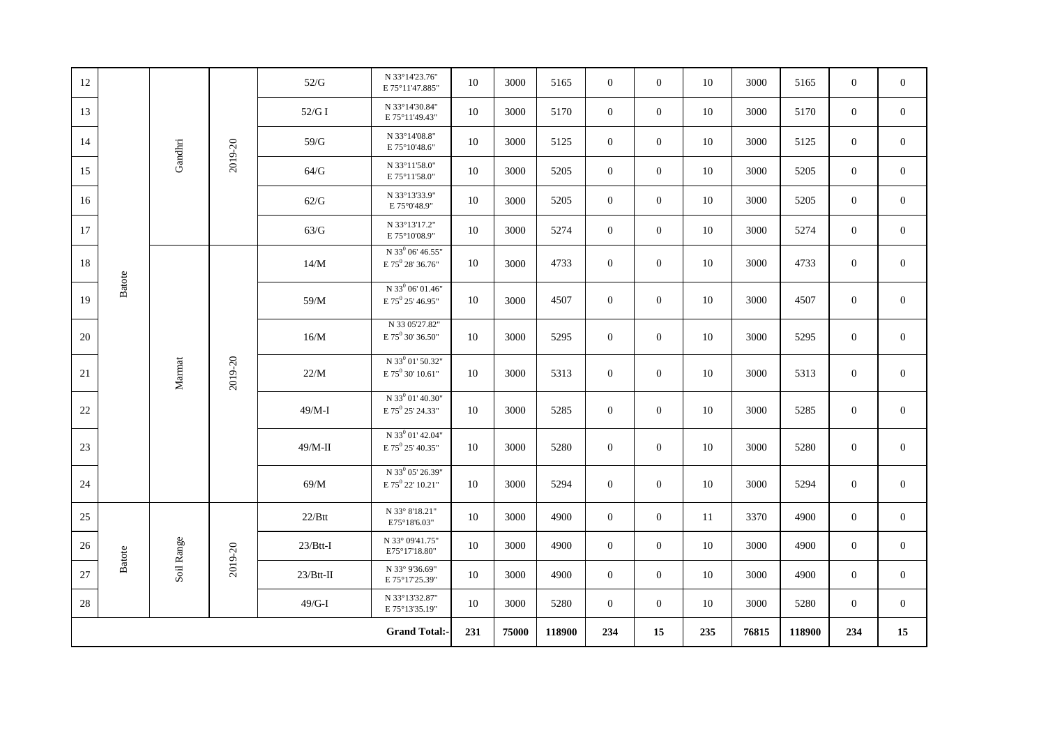| 12 | Batote | Gandhri | 2019-20 | 52/G | N 33°14'23.76" E 75°11'47.885" | 10 | 3000 | 5165 | 0 | 0 | 10 | 3000 | 5165 | 0 | 0 |
|---|---|---|---|---|---|---|---|---|---|---|---|---|---|---|---|
| 13 | | | | 52/G I | N 33°14'30.84" E 75°11'49.43" | 10 | 3000 | 5170 | 0 | 0 | 10 | 3000 | 5170 | 0 | 0 |
| 14 | | | | 59/G | N 33°14'08.8" E 75°10'48.6" | 10 | 3000 | 5125 | 0 | 0 | 10 | 3000 | 5125 | 0 | 0 |
| 15 | | | | 64/G | N 33°11'58.0" E 75°11'58.0" | 10 | 3000 | 5205 | 0 | 0 | 10 | 3000 | 5205 | 0 | 0 |
| 16 | | | | 62/G | N 33°13'33.9" E 75°0'48.9" | 10 | 3000 | 5205 | 0 | 0 | 10 | 3000 | 5205 | 0 | 0 |
| 17 | | | | 63/G | N 33°13'17.2" E 75°10'08.9" | 10 | 3000 | 5274 | 0 | 0 | 10 | 3000 | 5274 | 0 | 0 |
| 18 | | Marmat | 2019-20 | 14/M | N 33$^0$ 06' 46.55" E 75$^0$ 28' 36.76" | 10 | 3000 | 4733 | 0 | 0 | 10 | 3000 | 4733 | 0 | 0 |
| 19 | | | | 59/M | N 33$^0$ 06' 01.46" E 75$^0$ 25' 46.95" | 10 | 3000 | 4507 | 0 | 0 | 10 | 3000 | 4507 | 0 | 0 |
| 20 | | | | 16/M | N 33 05'27.82" E 75$^0$ 30' 36.50" | 10 | 3000 | 5295 | 0 | 0 | 10 | 3000 | 5295 | 0 | 0 |
| 21 | | | | 22/M | N 33$^0$ 01' 50.32" E 75$^0$ 30' 10.61" | 10 | 3000 | 5313 | 0 | 0 | 10 | 3000 | 5313 | 0 | 0 |
| 22 | | | | 49/M-I | N 33$^0$ 01' 40.30" E 75$^0$ 25' 24.33" | 10 | 3000 | 5285 | 0 | 0 | 10 | 3000 | 5285 | 0 | 0 |
| 23 | | | | 49/M-II | N 33$^0$ 01' 42.04" E 75$^0$ 25' 40.35" | 10 | 3000 | 5280 | 0 | 0 | 10 | 3000 | 5280 | 0 | 0 |
| 24 | | | | 69/M | N 33$^0$ 05' 26.39" E 75$^0$ 22' 10.21" | 10 | 3000 | 5294 | 0 | 0 | 10 | 3000 | 5294 | 0 | 0 |
| 25 | Batote | Soil Range | 2019-20 | 22/Btt | N 33° 8'18.21" E75°18'6.03" | 10 | 3000 | 4900 | 0 | 0 | 11 | 3370 | 4900 | 0 | 0 |
| 26 | | | | 23/Btt-I | N 33° 09'41.75" E75°17'18.80" | 10 | 3000 | 4900 | 0 | 0 | 10 | 3000 | 4900 | 0 | 0 |
| 27 | | | | 23/Btt-II | N 33° 9'36.69" E 75°17'25.39" | 10 | 3000 | 4900 | 0 | 0 | 10 | 3000 | 4900 | 0 | 0 |
| 28 | | | | 49/G-I | N 33°13'32.87" E 75°13'35.19" | 10 | 3000 | 5280 | 0 | 0 | 10 | 3000 | 5280 | 0 | 0 |
| | | | | | **Grand Total:-** | **231** | **75000** | **118900** | **234** | **15** | **235** | **76815** | **118900** | **234** | **15** |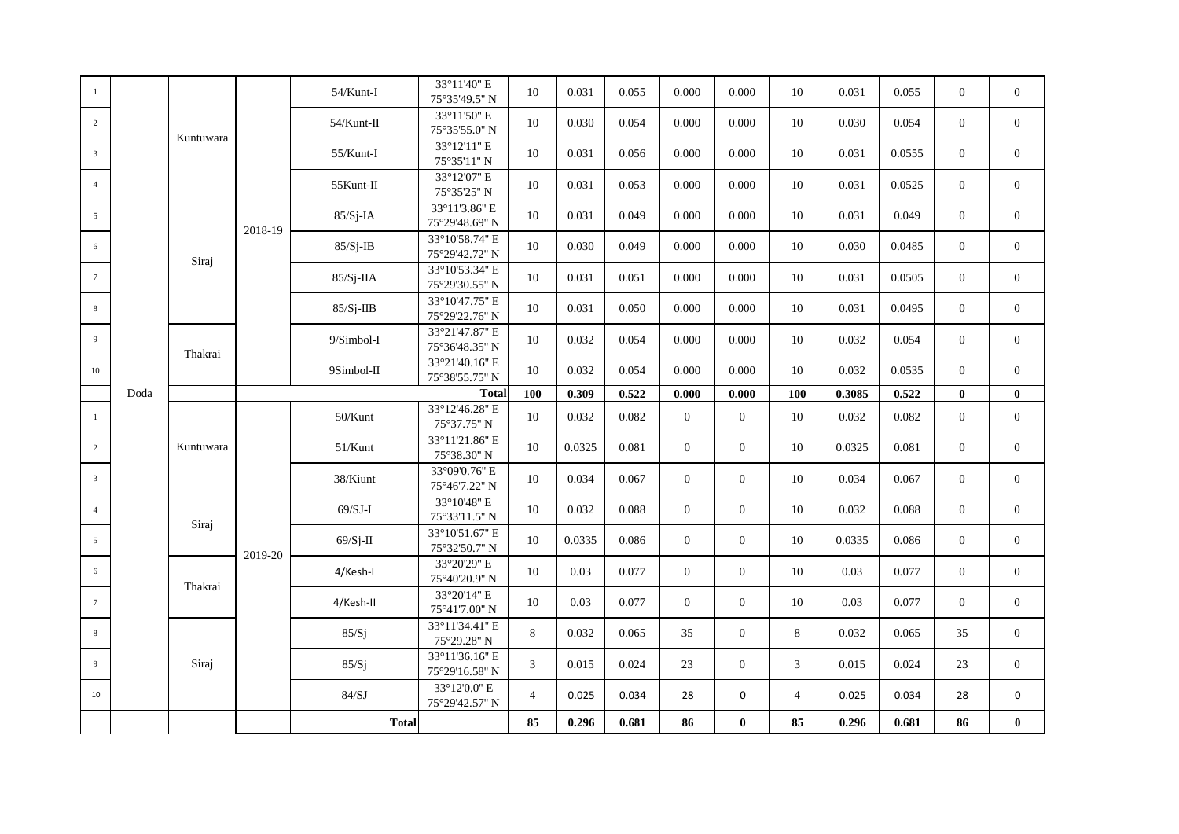| | | | | | | | | | | | | | | | |
|---|---|---|---|---|---|---|---|---|---|---|---|---|---|---|---|
| 1 | | Kuntuwara | 2018-19 | 54/Kunt-I | 33°11'40" E 75°35'49.5" N | 10 | 0.031 | 0.055 | 0.000 | 0.000 | 10 | 0.031 | 0.055 | 0 | 0 |
| 2 | | | | 54/Kunt-II | 33°11'50" E 75°35'55.0" N | 10 | 0.030 | 0.054 | 0.000 | 0.000 | 10 | 0.030 | 0.054 | 0 | 0 |
| 3 | | | | 55/Kunt-I | 33°12'11" E 75°35'11" N | 10 | 0.031 | 0.056 | 0.000 | 0.000 | 10 | 0.031 | 0.0555 | 0 | 0 |
| 4 | | | | 55Kunt-II | 33°12'07" E 75°35'25" N | 10 | 0.031 | 0.053 | 0.000 | 0.000 | 10 | 0.031 | 0.0525 | 0 | 0 |
| 5 | | Siraj | | 85/Sj-IA | 33°11'3.86" E 75°29'48.69" N | 10 | 0.031 | 0.049 | 0.000 | 0.000 | 10 | 0.031 | 0.049 | 0 | 0 |
| 6 | | | | 85/Sj-IB | 33°10'58.74" E 75°29'42.72" N | 10 | 0.030 | 0.049 | 0.000 | 0.000 | 10 | 0.030 | 0.0485 | 0 | 0 |
| 7 | | | | 85/Sj-IIA | 33°10'53.34" E 75°29'30.55" N | 10 | 0.031 | 0.051 | 0.000 | 0.000 | 10 | 0.031 | 0.0505 | 0 | 0 |
| 8 | | | | 85/Sj-IIB | 33°10'47.75" E 75°29'22.76" N | 10 | 0.031 | 0.050 | 0.000 | 0.000 | 10 | 0.031 | 0.0495 | 0 | 0 |
| 9 | | Thakrai | | 9/Simbol-I | 33°21'47.87" E 75°36'48.35" N | 10 | 0.032 | 0.054 | 0.000 | 0.000 | 10 | 0.032 | 0.054 | 0 | 0 |
| 10 | | | | 9Simbol-II | 33°21'40.16" E 75°38'55.75" N | 10 | 0.032 | 0.054 | 0.000 | 0.000 | 10 | 0.032 | 0.0535 | 0 | 0 |
| | Doda | | | | **Total** | **100** | **0.309** | **0.522** | **0.000** | **0.000** | **100** | **0.3085** | **0.522** | **0** | **0** |
| 1 | | Kuntuwara | 2019-20 | 50/Kunt | 33°12'46.28" E 75°37.75" N | 10 | 0.032 | 0.082 | 0 | 0 | 10 | 0.032 | 0.082 | 0 | 0 |
| 2 | | | | 51/Kunt | 33°11'21.86" E 75°38.30" N | 10 | 0.0325 | 0.081 | 0 | 0 | 10 | 0.0325 | 0.081 | 0 | 0 |
| 3 | | | | 38/Kiunt | 33°09'0.76" E 75°46'7.22" N | 10 | 0.034 | 0.067 | 0 | 0 | 10 | 0.034 | 0.067 | 0 | 0 |
| 4 | | Siraj | | 69/SJ-I | 33°10'48" E 75°33'11.5" N | 10 | 0.032 | 0.088 | 0 | 0 | 10 | 0.032 | 0.088 | 0 | 0 |
| 5 | | | | 69/Sj-II | 33°10'51.67" E 75°32'50.7" N | 10 | 0.0335 | 0.086 | 0 | 0 | 10 | 0.0335 | 0.086 | 0 | 0 |
| 6 | | Thakrai | | 4/Kesh-I | 33°20'29" E 75°40'20.9" N | 10 | 0.03 | 0.077 | 0 | 0 | 10 | 0.03 | 0.077 | 0 | 0 |
| 7 | | | | 4/Kesh-II | 33°20'14" E 75°41'7.00" N | 10 | 0.03 | 0.077 | 0 | 0 | 10 | 0.03 | 0.077 | 0 | 0 |
| 8 | | Siraj | | 85/Sj | 33°11'34.41" E 75°29.28" N | 8 | 0.032 | 0.065 | 35 | 0 | 8 | 0.032 | 0.065 | 35 | 0 |
| 9 | | | | 85/Sj | 33°11'36.16" E 75°29'16.58" N | 3 | 0.015 | 0.024 | 23 | 0 | 3 | 0.015 | 0.024 | 23 | 0 |
| 10 | | | | 84/SJ | 33°12'0.0" E 75°29'42.57" N | 4 | 0.025 | 0.034 | 28 | 0 | 4 | 0.025 | 0.034 | 28 | 0 |
| | | | | **Total** | | **85** | **0.296** | **0.681** | **86** | **0** | **85** | **0.296** | **0.681** | **86** | **0** |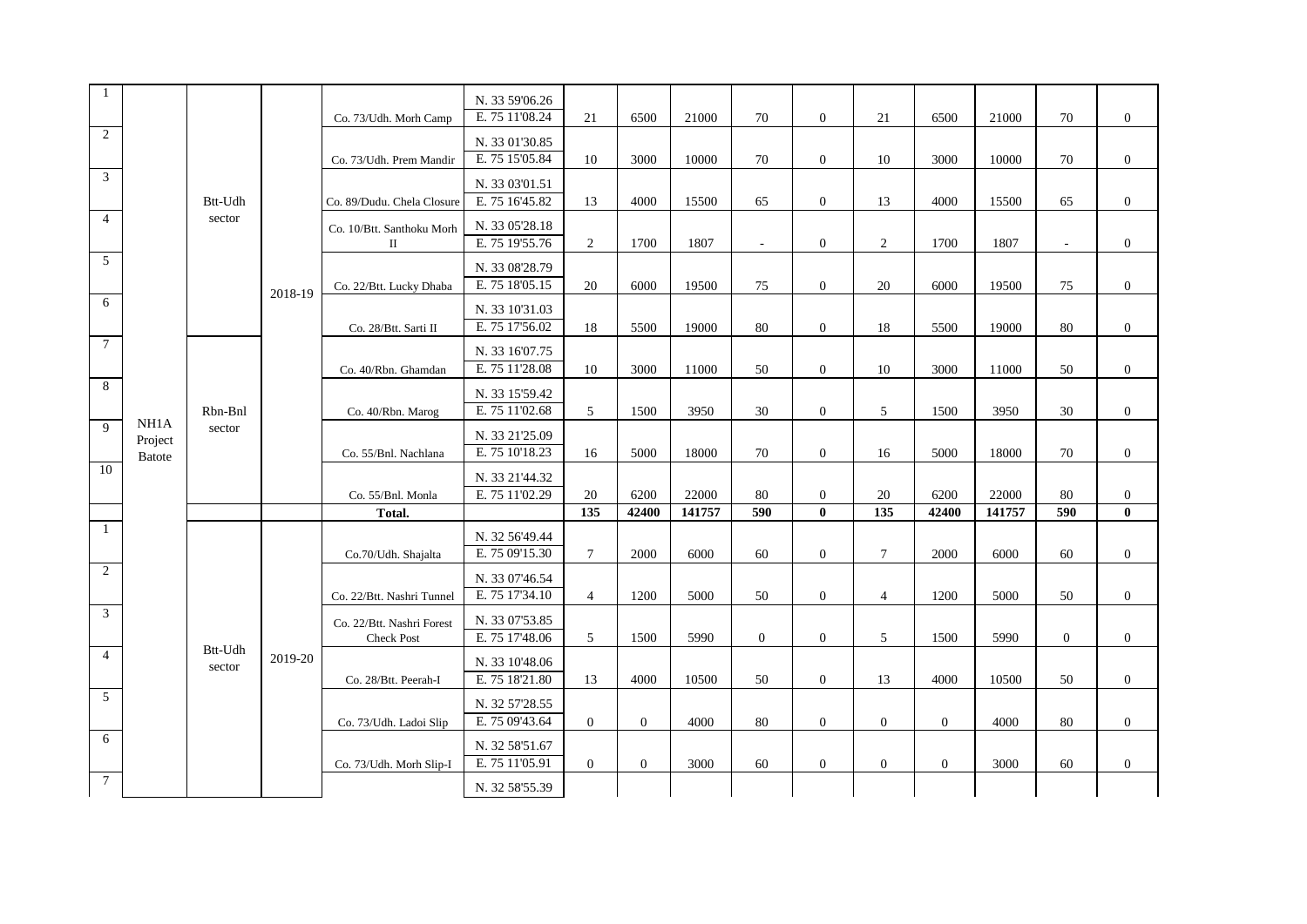| | | | | | | | | | | | | | | | |
|---|---|---|---|---|---|---|---|---|---|---|---|---|---|---|---|
| 1 | NH1A Project Batote | Btt-Udh sector | 2018-19 | Co. 73/Udh. Morh Camp | N. 33 59'06.26 E. 75 11'08.24 | 21 | 6500 | 21000 | 70 | 0 | 21 | 6500 | 21000 | 70 | 0 |
| 2 | | | | Co. 73/Udh. Prem Mandir | N. 33 01'30.85 E. 75 15'05.84 | 10 | 3000 | 10000 | 70 | 0 | 10 | 3000 | 10000 | 70 | 0 |
| 3 | | | | Co. 89/Dudu. Chela Closure | N. 33 03'01.51 E. 75 16'45.82 | 13 | 4000 | 15500 | 65 | 0 | 13 | 4000 | 15500 | 65 | 0 |
| 4 | | | | Co. 10/Btt. Santhoku Morh II | N. 33 05'28.18 E. 75 19'55.76 | 2 | 1700 | 1807 | - | 0 | 2 | 1700 | 1807 | - | 0 |
| 5 | | | | Co. 22/Btt. Lucky Dhaba | N. 33 08'28.79 E. 75 18'05.15 | 20 | 6000 | 19500 | 75 | 0 | 20 | 6000 | 19500 | 75 | 0 |
| 6 | | | | Co. 28/Btt. Sarti II | N. 33 10'31.03 E. 75 17'56.02 | 18 | 5500 | 19000 | 80 | 0 | 18 | 5500 | 19000 | 80 | 0 |
| 7 | | Rbn-Bnl sector | | Co. 40/Rbn. Ghamdan | N. 33 16'07.75 E. 75 11'28.08 | 10 | 3000 | 11000 | 50 | 0 | 10 | 3000 | 11000 | 50 | 0 |
| 8 | | | | Co. 40/Rbn. Marog | N. 33 15'59.42 E. 75 11'02.68 | 5 | 1500 | 3950 | 30 | 0 | 5 | 1500 | 3950 | 30 | 0 |
| 9 | | | | Co. 55/Bnl. Nachlana | N. 33 21'25.09 E. 75 10'18.23 | 16 | 5000 | 18000 | 70 | 0 | 16 | 5000 | 18000 | 70 | 0 |
| 10 | | | | Co. 55/Bnl. Monla | N. 33 21'44.32 E. 75 11'02.29 | 20 | 6200 | 22000 | 80 | 0 | 20 | 6200 | 22000 | 80 | 0 |
| | | | | **Total.** | | **135** | **42400** | **141757** | **590** | **0** | **135** | **42400** | **141757** | **590** | **0** |
| 1 | | Btt-Udh sector | 2019-20 | Co.70/Udh. Shajalta | N. 32 56'49.44 E. 75 09'15.30 | 7 | 2000 | 6000 | 60 | 0 | 7 | 2000 | 6000 | 60 | 0 |
| 2 | | | | Co. 22/Btt. Nashri Tunnel | N. 33 07'46.54 E. 75 17'34.10 | 4 | 1200 | 5000 | 50 | 0 | 4 | 1200 | 5000 | 50 | 0 |
| 3 | | | | Co. 22/Btt. Nashri Forest Check Post | N. 33 07'53.85 E. 75 17'48.06 | 5 | 1500 | 5990 | 0 | 0 | 5 | 1500 | 5990 | 0 | 0 |
| 4 | | | | Co. 28/Btt. Peerah-I | N. 33 10'48.06 E. 75 18'21.80 | 13 | 4000 | 10500 | 50 | 0 | 13 | 4000 | 10500 | 50 | 0 |
| 5 | | | | Co. 73/Udh. Ladoi Slip | N. 32 57'28.55 E. 75 09'43.64 | 0 | 0 | 4000 | 80 | 0 | 0 | 0 | 4000 | 80 | 0 |
| 6 | | | | Co. 73/Udh. Morh Slip-I | N. 32 58'51.67 E. 75 11'05.91 | 0 | 0 | 3000 | 60 | 0 | 0 | 0 | 3000 | 60 | 0 |
| 7 | | | | | N. 32 58'55.39 | | | | | | | | | | |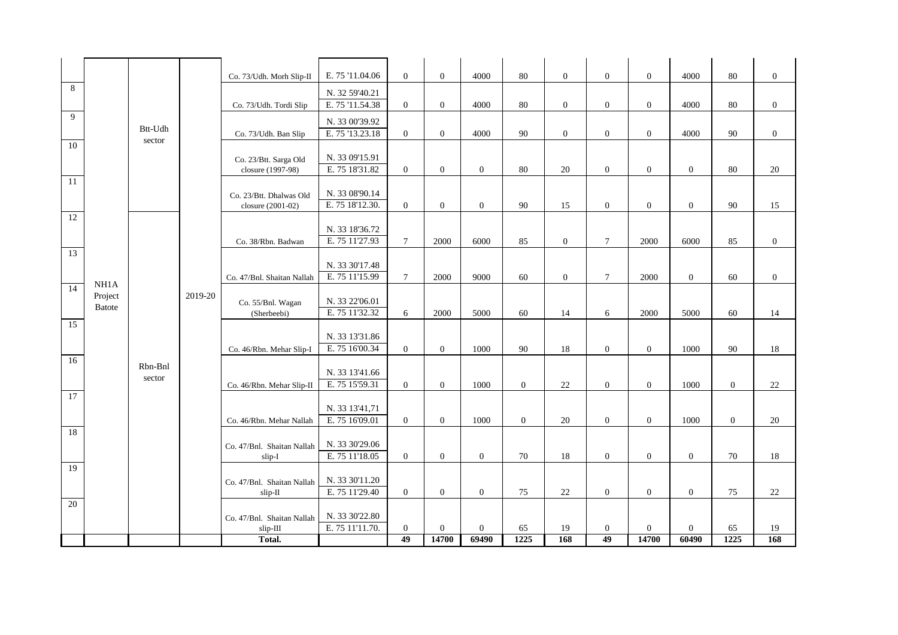| | | | | | | | | | | | | | | | |
|---|---|---|---|---|---|---|---|---|---|---|---|---|---|---|---|
| | | | | Co. 73/Udh. Morh Slip-II | E. 75 '11.04.06 | 0 | 0 | 4000 | 80 | 0 | 0 | 0 | 4000 | 80 | 0 |
| 8 | | | | Co. 73/Udh. Tordi Slip | N. 32 59'40.21<br>E. 75 '11.54.38 | 0 | 0 | 4000 | 80 | 0 | 0 | 0 | 4000 | 80 | 0 |
| 9 | | Btt-Udh sector | | Co. 73/Udh. Ban Slip | N. 33 00'39.92<br>E. 75 '13.23.18 | 0 | 0 | 4000 | 90 | 0 | 0 | 0 | 4000 | 90 | 0 |
| 10 | | | | Co. 23/Btt. Sarga Old closure (1997-98) | N. 33 09'15.91<br>E. 75 18'31.82 | 0 | 0 | 0 | 80 | 20 | 0 | 0 | 0 | 80 | 20 |
| 11 | | | | Co. 23/Btt. Dhalwas Old closure (2001-02) | N. 33 08'90.14<br>E. 75 18'12.30. | 0 | 0 | 0 | 90 | 15 | 0 | 0 | 0 | 90 | 15 |
| 12 | | | | Co. 38/Rbn. Badwan | N. 33 18'36.72<br>E. 75 11'27.93 | 7 | 2000 | 6000 | 85 | 0 | 7 | 2000 | 6000 | 85 | 0 |
| 13 | | | | Co. 47/Bnl. Shaitan Nallah | N. 33 30'17.48<br>E. 75 11'15.99 | 7 | 2000 | 9000 | 60 | 0 | 7 | 2000 | 0 | 60 | 0 |
| 14 | NH1A Project Batote | | 2019-20 | Co. 55/Bnl. Wagan (Sherbeebi) | N. 33 22'06.01<br>E. 75 11'32.32 | 6 | 2000 | 5000 | 60 | 14 | 6 | 2000 | 5000 | 60 | 14 |
| 15 | | | | Co. 46/Rbn. Mehar Slip-I | N. 33 13'31.86<br>E. 75 16'00.34 | 0 | 0 | 1000 | 90 | 18 | 0 | 0 | 1000 | 90 | 18 |
| 16 | | Rbn-Bnl sector | | Co. 46/Rbn. Mehar Slip-II | N. 33 13'41.66<br>E. 75 15'59.31 | 0 | 0 | 1000 | 0 | 22 | 0 | 0 | 1000 | 0 | 22 |
| 17 | | | | Co. 46/Rbn. Mehar Nallah | N. 33 13'41,71<br>E. 75 16'09.01 | 0 | 0 | 1000 | 0 | 20 | 0 | 0 | 1000 | 0 | 20 |
| 18 | | | | Co. 47/Bnl. Shaitan Nallah slip-I | N. 33 30'29.06<br>E. 75 11'18.05 | 0 | 0 | 0 | 70 | 18 | 0 | 0 | 0 | 70 | 18 |
| 19 | | | | Co. 47/Bnl. Shaitan Nallah slip-II | N. 33 30'11.20<br>E. 75 11'29.40 | 0 | 0 | 0 | 75 | 22 | 0 | 0 | 0 | 75 | 22 |
| 20 | | | | Co. 47/Bnl. Shaitan Nallah slip-III | N. 33 30'22.80<br>E. 75 11'11.70. | 0 | 0 | 0 | 65 | 19 | 0 | 0 | 0 | 65 | 19 |
| | | | | **Total.** | | **49** | **14700** | **69490** | **1225** | **168** | **49** | **14700** | **60490** | **1225** | **168** |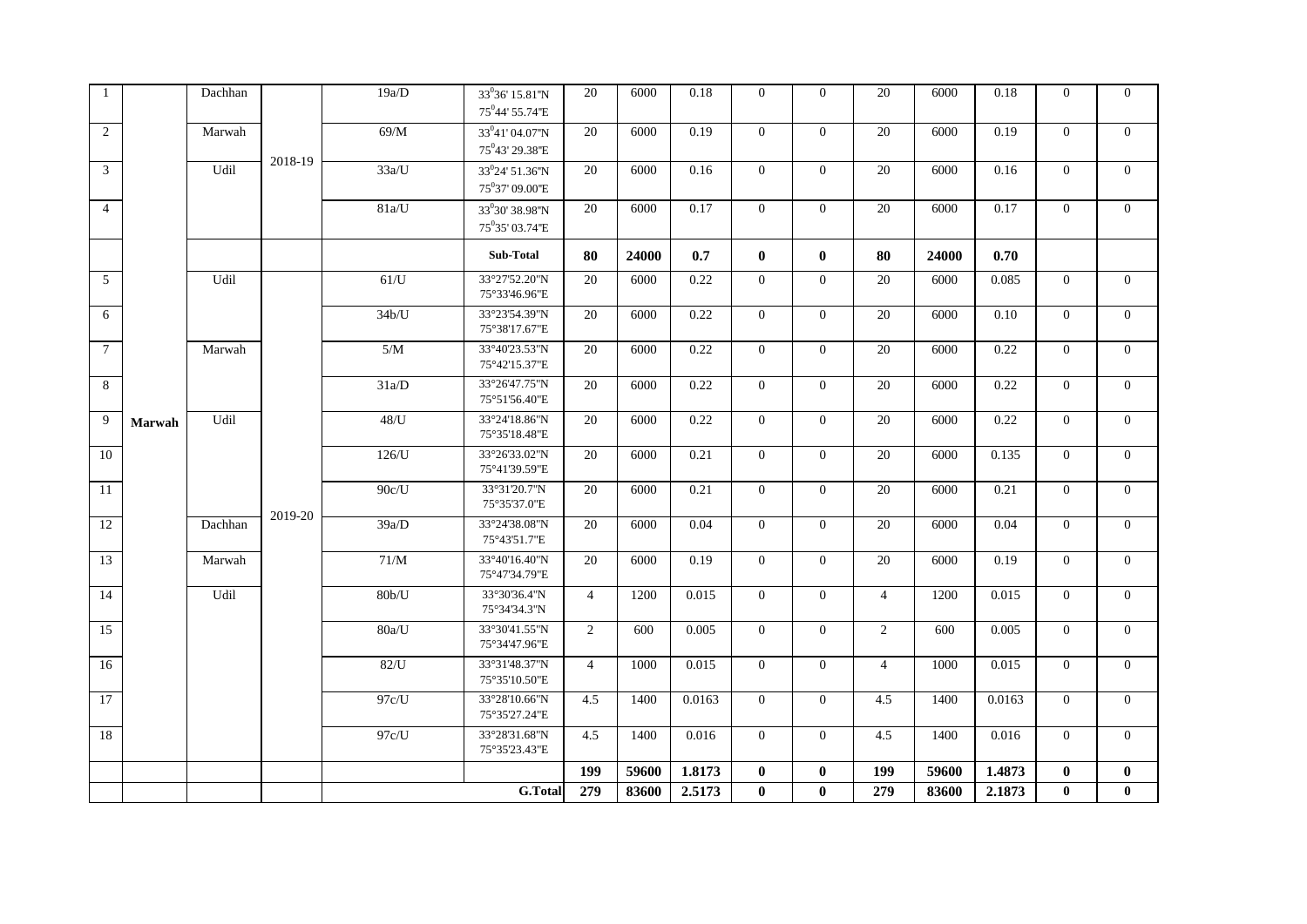| 1 | | Dachhan | 2018-19 | 19a/D | 33°36' 15.81"N 75°44' 55.74"E | 20 | 6000 | 0.18 | 0 | 0 | 20 | 6000 | 0.18 | 0 | 0 |
|---|---|---|---|---|---|---|---|---|---|---|---|---|---|---|---|
| 2 | | Marwah | | 69/M | 33°41' 04.07"N 75°43' 29.38"E | 20 | 6000 | 0.19 | 0 | 0 | 20 | 6000 | 0.19 | 0 | 0 |
| 3 | | Udil | | 33a/U | 33°24' 51.36"N 75°37' 09.00"E | 20 | 6000 | 0.16 | 0 | 0 | 20 | 6000 | 0.16 | 0 | 0 |
| 4 | | | | 81a/U | 33°30' 38.98"N 75°35' 03.74"E | 20 | 6000 | 0.17 | 0 | 0 | 20 | 6000 | 0.17 | 0 | 0 |
| | | | | | **Sub-Total** | **80** | **24000** | **0.7** | **0** | **0** | **80** | **24000** | **0.70** | | |
| 5 | | Udil | 2019-20 | 61/U | 33°27'52.20"N 75°33'46.96"E | 20 | 6000 | 0.22 | 0 | 0 | 20 | 6000 | 0.085 | 0 | 0 |
| 6 | | | | 34b/U | 33°23'54.39"N 75°38'17.67"E | 20 | 6000 | 0.22 | 0 | 0 | 20 | 6000 | 0.10 | 0 | 0 |
| 7 | | Marwah | | 5/M | 33°40'23.53"N 75°42'15.37"E | 20 | 6000 | 0.22 | 0 | 0 | 20 | 6000 | 0.22 | 0 | 0 |
| 8 | | | | 31a/D | 33°26'47.75"N 75°51'56.40"E | 20 | 6000 | 0.22 | 0 | 0 | 20 | 6000 | 0.22 | 0 | 0 |
| 9 | **Marwah** | Udil | | 48/U | 33°24'18.86"N 75°35'18.48"E | 20 | 6000 | 0.22 | 0 | 0 | 20 | 6000 | 0.22 | 0 | 0 |
| 10 | | | | 126/U | 33°26'33.02"N 75°41'39.59"E | 20 | 6000 | 0.21 | 0 | 0 | 20 | 6000 | 0.135 | 0 | 0 |
| 11 | | | | 90c/U | 33°31'20.7"N 75°35'37.0"E | 20 | 6000 | 0.21 | 0 | 0 | 20 | 6000 | 0.21 | 0 | 0 |
| 12 | | Dachhan | | 39a/D | 33°24'38.08"N 75°43'51.7"E | 20 | 6000 | 0.04 | 0 | 0 | 20 | 6000 | 0.04 | 0 | 0 |
| 13 | | Marwah | | 71/M | 33°40'16.40"N 75°47'34.79"E | 20 | 6000 | 0.19 | 0 | 0 | 20 | 6000 | 0.19 | 0 | 0 |
| 14 | | Udil | | 80b/U | 33°30'36.4"N 75°34'34.3"N | 4 | 1200 | 0.015 | 0 | 0 | 4 | 1200 | 0.015 | 0 | 0 |
| 15 | | | | 80a/U | 33°30'41.55"N 75°34'47.96"E | 2 | 600 | 0.005 | 0 | 0 | 2 | 600 | 0.005 | 0 | 0 |
| 16 | | | | 82/U | 33°31'48.37"N 75°35'10.50"E | 4 | 1000 | 0.015 | 0 | 0 | 4 | 1000 | 0.015 | 0 | 0 |
| 17 | | | | 97c/U | 33°28'10.66"N 75°35'27.24"E | 4.5 | 1400 | 0.0163 | 0 | 0 | 4.5 | 1400 | 0.0163 | 0 | 0 |
| 18 | | | | 97c/U | 33°28'31.68"N 75°35'23.43"E | 4.5 | 1400 | 0.016 | 0 | 0 | 4.5 | 1400 | 0.016 | 0 | 0 |
| | | | | | | **199** | **59600** | **1.8173** | **0** | **0** | **199** | **59600** | **1.4873** | **0** | **0** |
| | | | | | **G.Total** | **279** | **83600** | **2.5173** | **0** | **0** | **279** | **83600** | **2.1873** | **0** | **0** |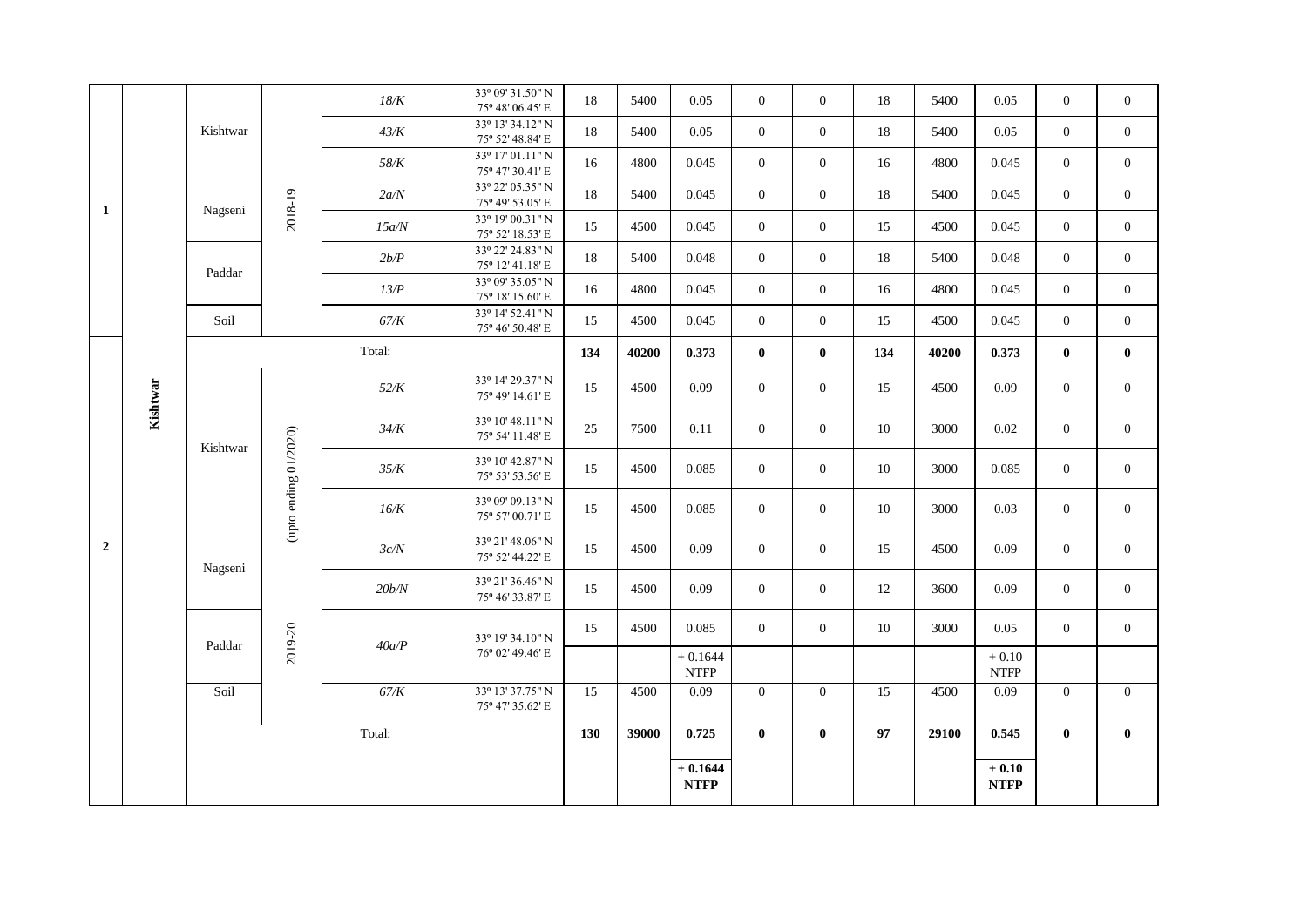| | | | | | | | | | | | | | | | |
|---|---|---|---|---|---|---|---|---|---|---|---|---|---|---|---|
| 1 | Kishtwar | Kishtwar | 2018-19 | *18/K* | 33º 09' 31.50" N 75º 48' 06.45' E | 18 | 5400 | 0.05 | 0 | 0 | 18 | 5400 | 0.05 | 0 | 0 |
| | | | | *43/K* | 33º 13' 34.12" N 75º 52' 48.84' E | 18 | 5400 | 0.05 | 0 | 0 | 18 | 5400 | 0.05 | 0 | 0 |
| | | | | *58/K* | 33º 17' 01.11" N 75º 47' 30.41' E | 16 | 4800 | 0.045 | 0 | 0 | 16 | 4800 | 0.045 | 0 | 0 |
| | | Nagseni | | *2a/N* | 33º 22' 05.35" N 75º 49' 53.05' E | 18 | 5400 | 0.045 | 0 | 0 | 18 | 5400 | 0.045 | 0 | 0 |
| | | | | *15a/N* | 33º 19' 00.31" N 75º 52' 18.53' E | 15 | 4500 | 0.045 | 0 | 0 | 15 | 4500 | 0.045 | 0 | 0 |
| | | Paddar | | *2b/P* | 33º 22' 24.83" N 75º 12' 41.18' E | 18 | 5400 | 0.048 | 0 | 0 | 18 | 5400 | 0.048 | 0 | 0 |
| | | | | *13/P* | 33º 09' 35.05" N 75º 18' 15.60' E | 16 | 4800 | 0.045 | 0 | 0 | 16 | 4800 | 0.045 | 0 | 0 |
| | | Soil | | *67/K* | 33º 14' 52.41" N 75º 46' 50.48' E | 15 | 4500 | 0.045 | 0 | 0 | 15 | 4500 | 0.045 | 0 | 0 |
| | | Total: | | | | **134** | **40200** | **0.373** | **0** | **0** | **134** | **40200** | **0.373** | **0** | **0** |
| 2 | | Kishtwar | (upto ending 01/2020) 2019-20 | *52/K* | 33º 14' 29.37" N 75º 49' 14.61' E | 15 | 4500 | 0.09 | 0 | 0 | 15 | 4500 | 0.09 | 0 | 0 |
| | | | | *34/K* | 33º 10' 48.11" N 75º 54' 11.48' E | 25 | 7500 | 0.11 | 0 | 0 | 10 | 3000 | 0.02 | 0 | 0 |
| | | | | *35/K* | 33º 10' 42.87" N 75º 53' 53.56' E | 15 | 4500 | 0.085 | 0 | 0 | 10 | 3000 | 0.085 | 0 | 0 |
| | | | | *16/K* | 33º 09' 09.13" N 75º 57' 00.71' E | 15 | 4500 | 0.085 | 0 | 0 | 10 | 3000 | 0.03 | 0 | 0 |
| | | Nagseni | | *3c/N* | 33º 21' 48.06" N 75º 52' 44.22' E | 15 | 4500 | 0.09 | 0 | 0 | 15 | 4500 | 0.09 | 0 | 0 |
| | | | | *20b/N* | 33º 21' 36.46" N 75º 46' 33.87' E | 15 | 4500 | 0.09 | 0 | 0 | 12 | 3600 | 0.09 | 0 | 0 |
| | | Paddar | | *40a/P* | 33º 19' 34.10" N 76º 02' 49.46' E | 15 | 4500 | 0.085 | 0 | 0 | 10 | 3000 | 0.05 | 0 | 0 |
| | | | | | | | | + 0.1644 NTFP | | | | | + 0.10 NTFP | | |
| | | Soil | | *67/K* | 33º 13' 37.75" N 75º 47' 35.62' E | 15 | 4500 | 0.09 | 0 | 0 | 15 | 4500 | 0.09 | 0 | 0 |
| | | Total: | | | | **130** | **39000** | **0.725** **+ 0.1644 NTFP** | **0** | **0** | **97** | **29100** | **0.545** **+ 0.10 NTFP** | **0** | **0** |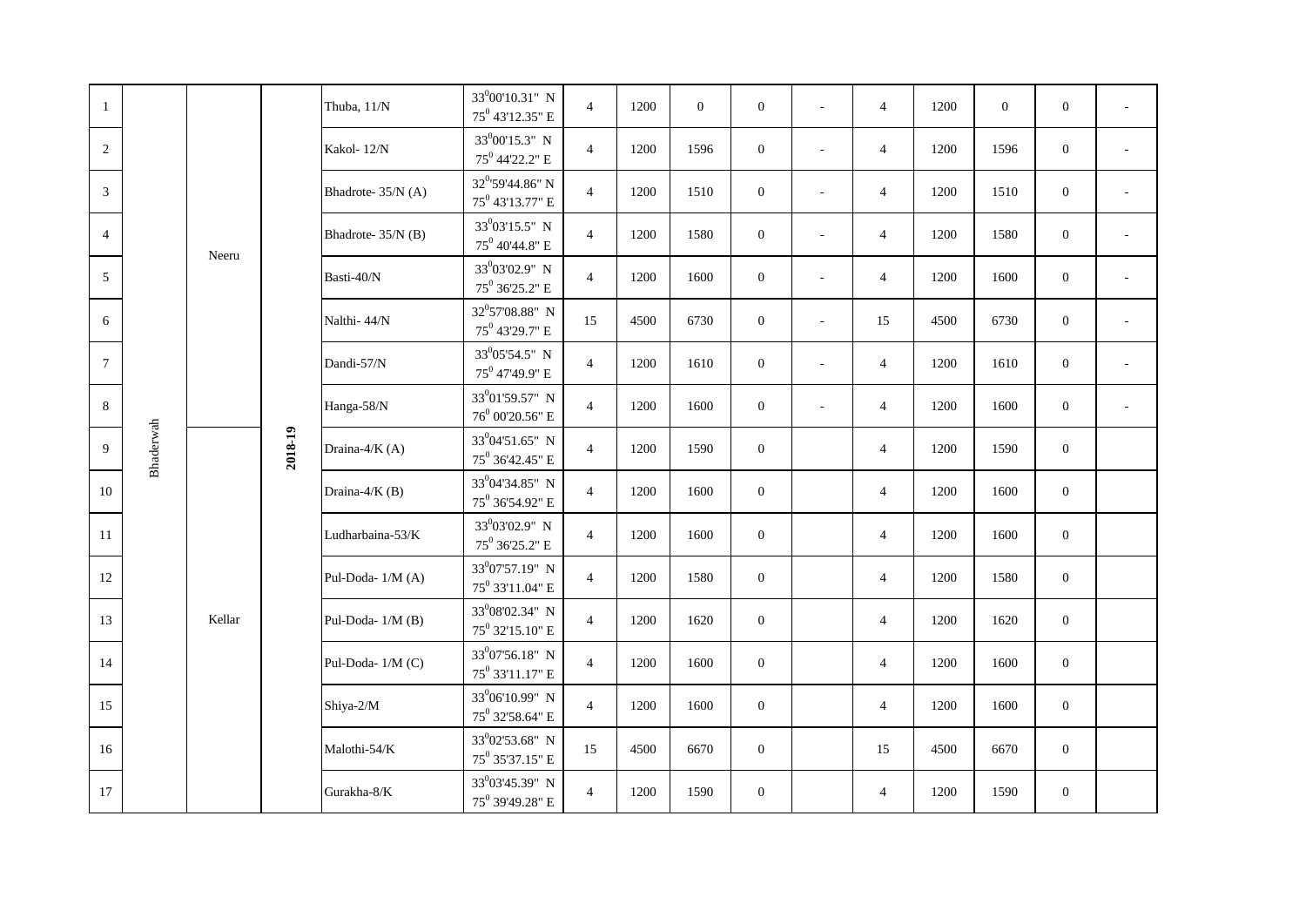| | | | | | | | | | | | | | | | |
|---|---|---|---|---|---|---|---|---|---|---|---|---|---|---|---|
| 1 | Bhaderwah | Neeru | 2018-19 | Thuba, 11/N | $33^0$00'10.31" N $75^0$ 43'12.35" E | 4 | 1200 | 0 | 0 | - | 4 | 1200 | 0 | 0 | - |
| 2 | | | | Kakol- 12/N | $33^0$00'15.3" N $75^0$ 44'22.2" E | 4 | 1200 | 1596 | 0 | - | 4 | 1200 | 1596 | 0 | - |
| 3 | | | | Bhadrote- 35/N (A) | $32^0$59'44.86" N $75^0$ 43'13.77" E | 4 | 1200 | 1510 | 0 | - | 4 | 1200 | 1510 | 0 | - |
| 4 | | | | Bhadrote- 35/N (B) | $33^0$03'15.5" N $75^0$ 40'44.8" E | 4 | 1200 | 1580 | 0 | - | 4 | 1200 | 1580 | 0 | - |
| 5 | | | | Basti-40/N | $33^0$03'02.9" N $75^0$ 36'25.2" E | 4 | 1200 | 1600 | 0 | - | 4 | 1200 | 1600 | 0 | - |
| 6 | | | | Nalthi- 44/N | $32^0$57'08.88" N $75^0$ 43'29.7" E | 15 | 4500 | 6730 | 0 | - | 15 | 4500 | 6730 | 0 | - |
| 7 | | | | Dandi-57/N | $33^0$05'54.5" N $75^0$ 47'49.9" E | 4 | 1200 | 1610 | 0 | - | 4 | 1200 | 1610 | 0 | - |
| 8 | | | | Hanga-58/N | $33^0$01'59.57" N $76^0$ 00'20.56" E | 4 | 1200 | 1600 | 0 | - | 4 | 1200 | 1600 | 0 | - |
| 9 | | Kellar | | Draina-4/K (A) | $33^0$04'51.65" N $75^0$ 36'42.45" E | 4 | 1200 | 1590 | 0 | | 4 | 1200 | 1590 | 0 | |
| 10 | | | | Draina-4/K (B) | $33^0$04'34.85" N $75^0$ 36'54.92" E | 4 | 1200 | 1600 | 0 | | 4 | 1200 | 1600 | 0 | |
| 11 | | | | Ludharbaina-53/K | $33^0$03'02.9" N $75^0$ 36'25.2" E | 4 | 1200 | 1600 | 0 | | 4 | 1200 | 1600 | 0 | |
| 12 | | | | Pul-Doda- 1/M (A) | $33^0$07'57.19" N $75^0$ 33'11.04" E | 4 | 1200 | 1580 | 0 | | 4 | 1200 | 1580 | 0 | |
| 13 | | | | Pul-Doda- 1/M (B) | $33^0$08'02.34" N $75^0$ 32'15.10" E | 4 | 1200 | 1620 | 0 | | 4 | 1200 | 1620 | 0 | |
| 14 | | | | Pul-Doda- 1/M (C) | $33^0$07'56.18" N $75^0$ 33'11.17" E | 4 | 1200 | 1600 | 0 | | 4 | 1200 | 1600 | 0 | |
| 15 | | | | Shiya-2/M | $33^0$06'10.99" N $75^0$ 32'58.64" E | 4 | 1200 | 1600 | 0 | | 4 | 1200 | 1600 | 0 | |
| 16 | | | | Malothi-54/K | $33^0$02'53.68" N $75^0$ 35'37.15" E | 15 | 4500 | 6670 | 0 | | 15 | 4500 | 6670 | 0 | |
| 17 | | | | Gurakha-8/K | $33^0$03'45.39" N $75^0$ 39'49.28" E | 4 | 1200 | 1590 | 0 | | 4 | 1200 | 1590 | 0 | |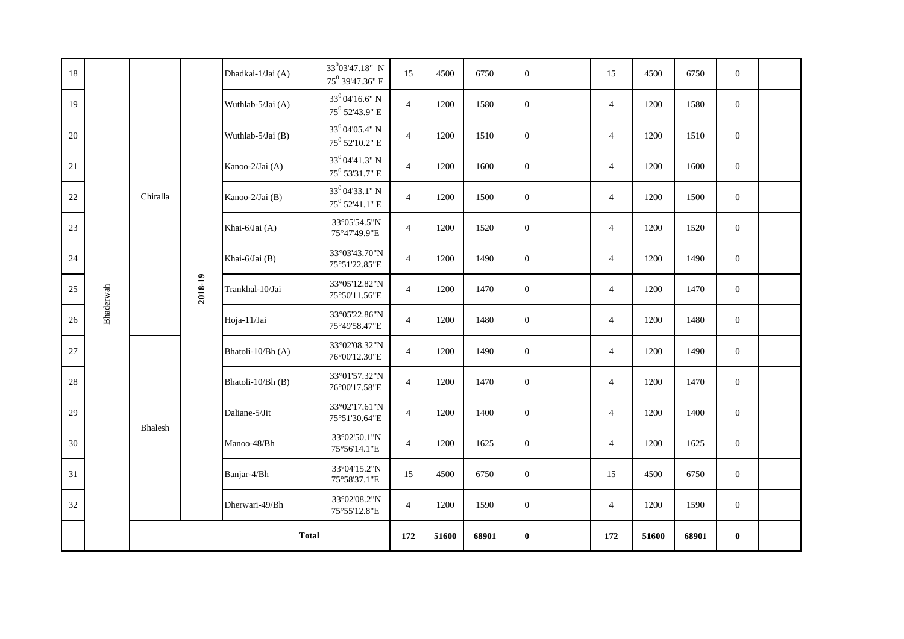| | | | | | | | | | | | | | | | | |
|---|---|---|---|---|---|---|---|---|---|---|---|---|---|---|---|---|
| 18 | Bhaderwah | Chiralla | 2018-19 | Dhadkai-1/Jai (A) | $33^0$03'47.18" N $75^0$ 39'47.36" E | 15 | 4500 | 6750 | 0 | | 15 | 4500 | 6750 | 0 | |
| 19 | | | | Wuthlab-5/Jai (A) | $33^0$ 04'16.6" N $75^0$ 52'43.9" E | 4 | 1200 | 1580 | 0 | | 4 | 1200 | 1580 | 0 | |
| 20 | | | | Wuthlab-5/Jai (B) | $33^0$ 04'05.4" N $75^0$ 52'10.2" E | 4 | 1200 | 1510 | 0 | | 4 | 1200 | 1510 | 0 | |
| 21 | | | | Kanoo-2/Jai (A) | $33^0$ 04'41.3" N $75^0$ 53'31.7" E | 4 | 1200 | 1600 | 0 | | 4 | 1200 | 1600 | 0 | |
| 22 | | | | Kanoo-2/Jai (B) | $33^0$ 04'33.1" N $75^0$ 52'41.1" E | 4 | 1200 | 1500 | 0 | | 4 | 1200 | 1500 | 0 | |
| 23 | | | | Khai-6/Jai (A) | 33°05'54.5"N 75°47'49.9"E | 4 | 1200 | 1520 | 0 | | 4 | 1200 | 1520 | 0 | |
| 24 | | | | Khai-6/Jai (B) | 33°03'43.70"N 75°51'22.85"E | 4 | 1200 | 1490 | 0 | | 4 | 1200 | 1490 | 0 | |
| 25 | | | | Trankhal-10/Jai | 33°05'12.82"N 75°50'11.56"E | 4 | 1200 | 1470 | 0 | | 4 | 1200 | 1470 | 0 | |
| 26 | | | | Hoja-11/Jai | 33°05'22.86"N 75°49'58.47"E | 4 | 1200 | 1480 | 0 | | 4 | 1200 | 1480 | 0 | |
| 27 | | Bhalesh | | Bhatoli-10/Bh (A) | 33°02'08.32"N 76°00'12.30"E | 4 | 1200 | 1490 | 0 | | 4 | 1200 | 1490 | 0 | |
| 28 | | | | Bhatoli-10/Bh (B) | 33°01'57.32"N 76°00'17.58"E | 4 | 1200 | 1470 | 0 | | 4 | 1200 | 1470 | 0 | |
| 29 | | | | Daliane-5/Jit | 33°02'17.61"N 75°51'30.64"E | 4 | 1200 | 1400 | 0 | | 4 | 1200 | 1400 | 0 | |
| 30 | | | | Manoo-48/Bh | 33°02'50.1"N 75°56'14.1"E | 4 | 1200 | 1625 | 0 | | 4 | 1200 | 1625 | 0 | |
| 31 | | | | Banjar-4/Bh | 33°04'15.2"N 75°58'37.1"E | 15 | 4500 | 6750 | 0 | | 15 | 4500 | 6750 | 0 | |
| 32 | | | | Dherwari-49/Bh | 33°02'08.2"N 75°55'12.8"E | 4 | 1200 | 1590 | 0 | | 4 | 1200 | 1590 | 0 | |
| | | **Total** | | | | **172** | **51600** | **68901** | **0** | | **172** | **51600** | **68901** | **0** | |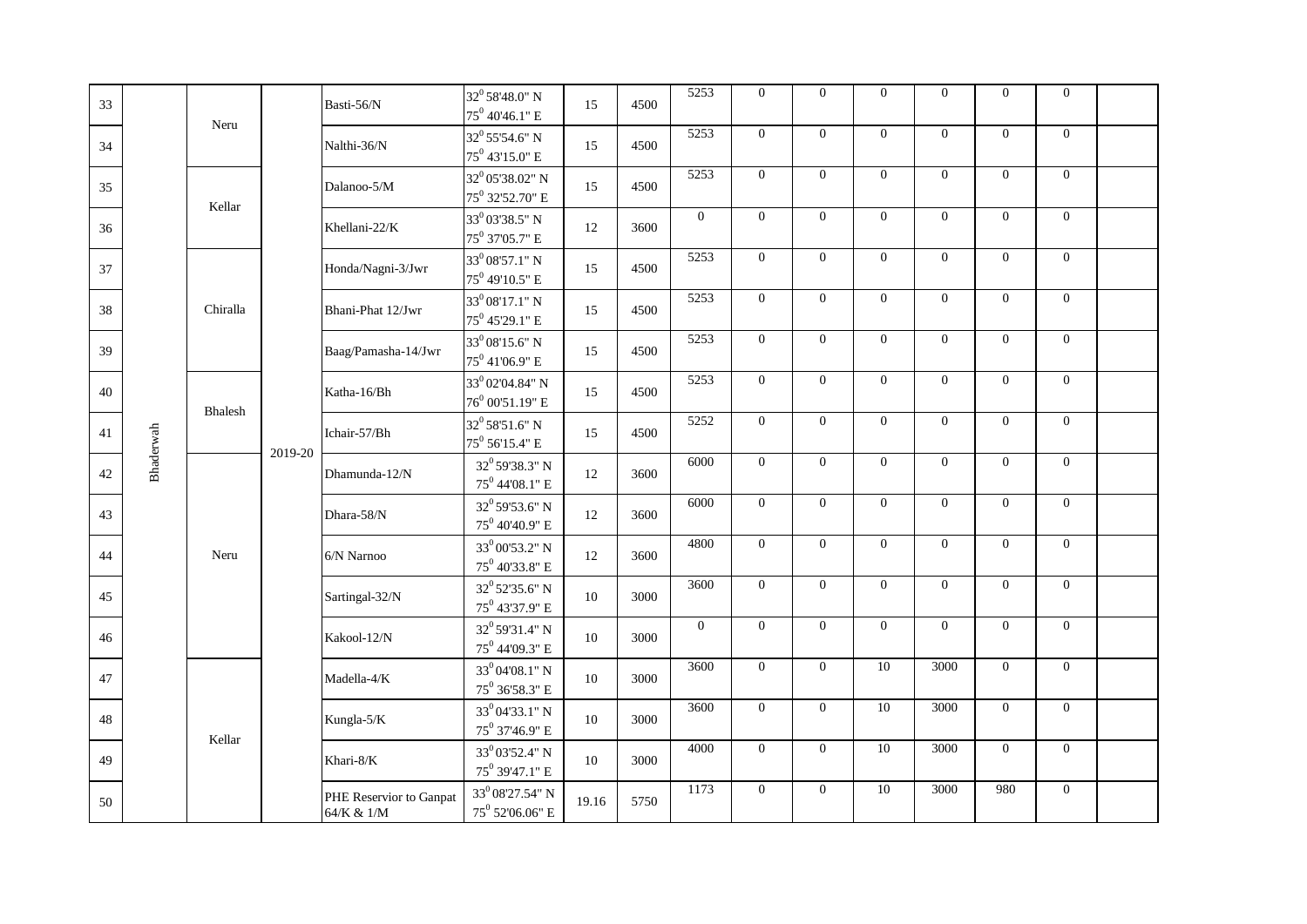| | | | | | | | | | | | | | | | |
|---|---|---|---|---|---|---|---|---|---|---|---|---|---|---|---|
| 33 | Bhaderwah | Neru | 2019-20 | Basti-56/N | $32^0$ 58'48.0" N $75^0$ 40'46.1" E | 15 | 4500 | 5253 | 0 | 0 | 0 | 0 | 0 | 0 | |
| 34 | | | | Nalthi-36/N | $32^0$ 55'54.6" N $75^0$ 43'15.0" E | 15 | 4500 | 5253 | 0 | 0 | 0 | 0 | 0 | 0 | |
| 35 | | Kellar | | Dalanoo-5/M | $32^0$ 05'38.02" N $75^0$ 32'52.70" E | 15 | 4500 | 5253 | 0 | 0 | 0 | 0 | 0 | 0 | |
| 36 | | | | Khellani-22/K | $33^0$ 03'38.5" N $75^0$ 37'05.7" E | 12 | 3600 | 0 | 0 | 0 | 0 | 0 | 0 | 0 | |
| 37 | | Chiralla | | Honda/Nagni-3/Jwr | $33^0$ 08'57.1" N $75^0$ 49'10.5" E | 15 | 4500 | 5253 | 0 | 0 | 0 | 0 | 0 | 0 | |
| 38 | | | | Bhani-Phat 12/Jwr | $33^0$ 08'17.1" N $75^0$ 45'29.1" E | 15 | 4500 | 5253 | 0 | 0 | 0 | 0 | 0 | 0 | |
| 39 | | | | Baag/Pamasha-14/Jwr | $33^0$ 08'15.6" N $75^0$ 41'06.9" E | 15 | 4500 | 5253 | 0 | 0 | 0 | 0 | 0 | 0 | |
| 40 | | Bhalesh | | Katha-16/Bh | $33^0$ 02'04.84" N $76^0$ 00'51.19" E | 15 | 4500 | 5253 | 0 | 0 | 0 | 0 | 0 | 0 | |
| 41 | | | | Ichair-57/Bh | $32^0$ 58'51.6" N $75^0$ 56'15.4" E | 15 | 4500 | 5252 | 0 | 0 | 0 | 0 | 0 | 0 | |
| 42 | | Neru | | Dhamunda-12/N | $32^0$ 59'38.3" N $75^0$ 44'08.1" E | 12 | 3600 | 6000 | 0 | 0 | 0 | 0 | 0 | 0 | |
| 43 | | | | Dhara-58/N | $32^0$ 59'53.6" N $75^0$ 40'40.9" E | 12 | 3600 | 6000 | 0 | 0 | 0 | 0 | 0 | 0 | |
| 44 | | | | 6/N Narnoo | $33^0$ 00'53.2" N $75^0$ 40'33.8" E | 12 | 3600 | 4800 | 0 | 0 | 0 | 0 | 0 | 0 | |
| 45 | | | | Sartingal-32/N | $32^0$ 52'35.6" N $75^0$ 43'37.9" E | 10 | 3000 | 3600 | 0 | 0 | 0 | 0 | 0 | 0 | |
| 46 | | | | Kakool-12/N | $32^0$ 59'31.4" N $75^0$ 44'09.3" E | 10 | 3000 | 0 | 0 | 0 | 0 | 0 | 0 | 0 | |
| 47 | | Kellar | | Madella-4/K | $33^0$ 04'08.1" N $75^0$ 36'58.3" E | 10 | 3000 | 3600 | 0 | 0 | 10 | 3000 | 0 | 0 | |
| 48 | | | | Kungla-5/K | $33^0$ 04'33.1" N $75^0$ 37'46.9" E | 10 | 3000 | 3600 | 0 | 0 | 10 | 3000 | 0 | 0 | |
| 49 | | | | Khari-8/K | $33^0$ 03'52.4" N $75^0$ 39'47.1" E | 10 | 3000 | 4000 | 0 | 0 | 10 | 3000 | 0 | 0 | |
| 50 | | | | PHE Reservior to Ganpat 64/K & 1/M | $33^0$ 08'27.54" N $75^0$ 52'06.06" E | 19.16 | 5750 | 1173 | 0 | 0 | 10 | 3000 | 980 | 0 | |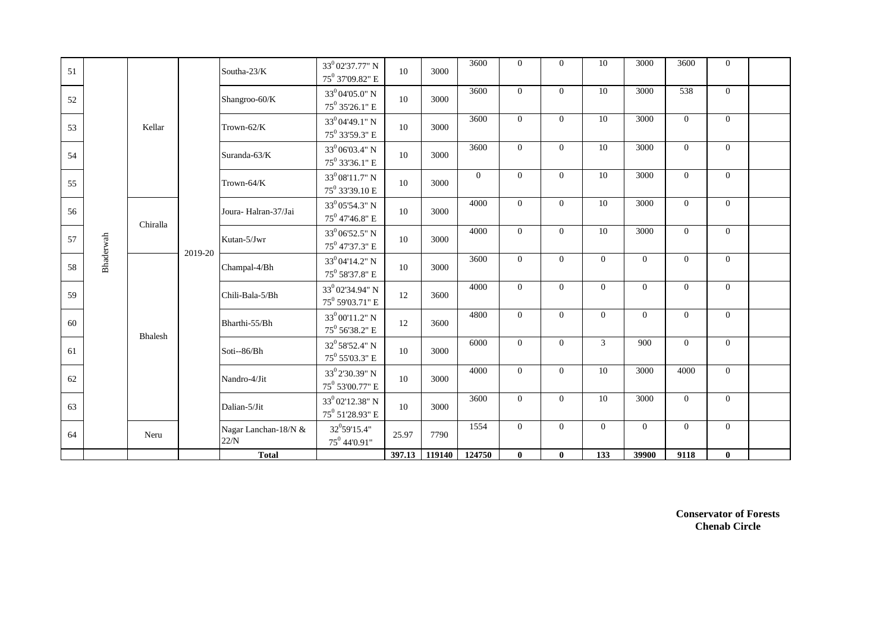| | | | | | | | | | | | | | | | | |
|---|---|---|---|---|---|---|---|---|---|---|---|---|---|---|---|---|
| 51 | Bhaderwah | Kellar | 2019-20 | Southa-23/K | $33^0$ 02'37.77" N $75^0$ 37'09.82" E | 10 | 3000 | 3600 | 0 | 0 | 10 | 3000 | 3600 | 0 | |
| 52 | | | | Shangroo-60/K | $33^0$ 04'05.0" N $75^0$ 35'26.1" E | 10 | 3000 | 3600 | 0 | 0 | 10 | 3000 | 538 | 0 | |
| 53 | | | | Trown-62/K | $33^0$ 04'49.1" N $75^0$ 33'59.3" E | 10 | 3000 | 3600 | 0 | 0 | 10 | 3000 | 0 | 0 | |
| 54 | | | | Suranda-63/K | $33^0$ 06'03.4" N $75^0$ 33'36.1" E | 10 | 3000 | 3600 | 0 | 0 | 10 | 3000 | 0 | 0 | |
| 55 | | | | Trown-64/K | $33^0$ 08'11.7" N $75^0$ 33'39.10 E | 10 | 3000 | 0 | 0 | 0 | 10 | 3000 | 0 | 0 | |
| 56 | | Chiralla | | Joura- Halran-37/Jai | $33^0$ 05'54.3" N $75^0$ 47'46.8" E | 10 | 3000 | 4000 | 0 | 0 | 10 | 3000 | 0 | 0 | |
| 57 | | | | Kutan-5/Jwr | $33^0$ 06'52.5" N $75^0$ 47'37.3" E | 10 | 3000 | 4000 | 0 | 0 | 10 | 3000 | 0 | 0 | |
| 58 | | Bhalesh | | Champal-4/Bh | $33^0$ 04'14.2" N $75^0$ 58'37.8" E | 10 | 3000 | 3600 | 0 | 0 | 0 | 0 | 0 | 0 | |
| 59 | | | | Chili-Bala-5/Bh | $33^0$ 02'34.94" N $75^0$ 59'03.71" E | 12 | 3600 | 4000 | 0 | 0 | 0 | 0 | 0 | 0 | |
| 60 | | | | Bharthi-55/Bh | $33^0$ 00'11.2" N $75^0$ 56'38.2" E | 12 | 3600 | 4800 | 0 | 0 | 0 | 0 | 0 | 0 | |
| 61 | | | | Soti--86/Bh | $32^0$ 58'52.4" N $75^0$ 55'03.3" E | 10 | 3000 | 6000 | 0 | 0 | 3 | 900 | 0 | 0 | |
| 62 | | | | Nandro-4/Jit | $33^0$ 2'30.39" N $75^0$ 53'00.77" E | 10 | 3000 | 4000 | 0 | 0 | 10 | 3000 | 4000 | 0 | |
| 63 | | | | Dalian-5/Jit | $33^0$ 02'12.38" N $75^0$ 51'28.93" E | 10 | 3000 | 3600 | 0 | 0 | 10 | 3000 | 0 | 0 | |
| 64 | | Neru | | Nagar Lanchan-18/N & 22/N | $32^0$59'15.4" $75^0$ 44'0.91" | 25.97 | 7790 | 1554 | 0 | 0 | 0 | 0 | 0 | 0 | |
| | | | | **Total** | | **397.13** | **119140** | **124750** | **0** | **0** | **133** | **39900** | **9118** | **0** | |

**Conservator of Forests**
**Chenab Circle**